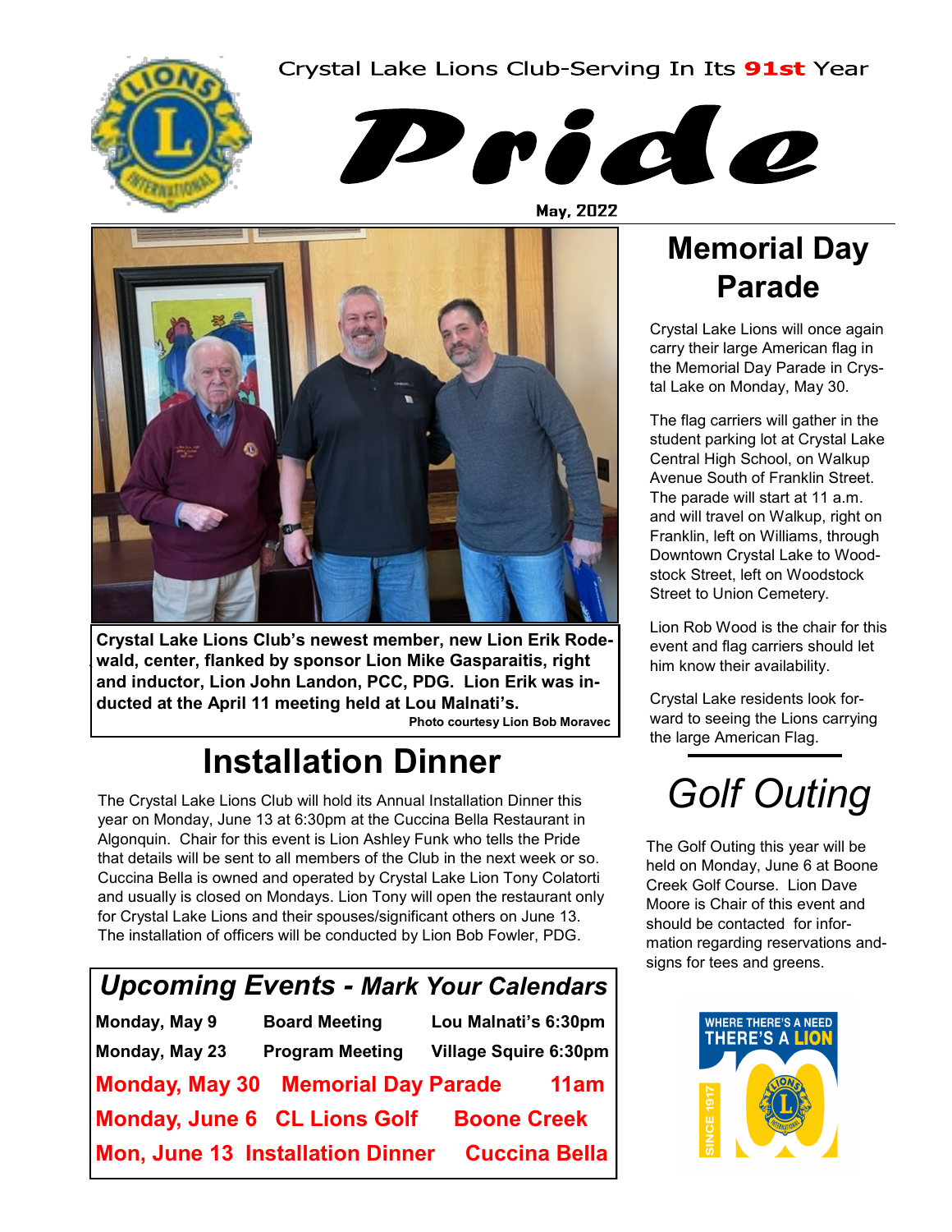Crystal Lake Lions Club-Serving In Its **91st** Year

# Pride

**May, 2022**

**Crystal Lake Lions Club's newest member, new Lion Erik Rodewald, center, flanked by sponsor Lion Mike Gasparaitis, right and inductor, Lion John Landon, PCC, PDG. Lion Erik was inducted at the April 11 meeting held at Lou Malnati's.**

**Photo courtesy Lion Bob Moravec**

## Installation Dinner

The Crystal Lake Lions Club will hold its Annual Installation Dinner this year on Monday, June 13 at 6:30pm at the Cuccina Bella Restaurant in Algonquin. Chair for this event is Lion Ashley Funk who tells the Pride that details will be sent to all members of the Club in the next week or so. Cuccina Bella is owned and operated by Crystal Lake Lion Tony Colatorti and usually is closed on Mondays. Lion Tony will open the restaurant only for Crystal Lake Lions and their spouses/significant others on June 13. The installation of officers will be conducted by Lion Bob Fowler, PDG.

### *Upcoming Events - Mark Your Calendars*

| | | |
|---|---|---|
| **Monday, May 9** | **Board Meeting** | **Lou Malnati's 6:30pm** |
| **Monday, May 23** | **Program Meeting** | **Village Squire 6:30pm** |
| **Monday, May 30** | **Memorial Day Parade** | **11am** |
| **Monday, June 6** | **CL Lions Golf** | **Boone Creek** |
| **Mon, June 13** | **Installation Dinner** | **Cuccina Bella** |

## Memorial Day Parade

Crystal Lake Lions will once again carry their large American flag in the Memorial Day Parade in Crystal Lake on Monday, May 30.

The flag carriers will gather in the student parking lot at Crystal Lake Central High School, on Walkup Avenue South of Franklin Street. The parade will start at 11 a.m. and will travel on Walkup, right on Franklin, left on Williams, through Downtown Crystal Lake to Woodstock Street, left on Woodstock Street to Union Cemetery.

Lion Rob Wood is the chair for this event and flag carriers should let him know their availability.

Crystal Lake residents look forward to seeing the Lions carrying the large American Flag.

## *Golf Outing*

The Golf Outing this year will be held on Monday, June 6 at Boone Creek Golf Course. Lion Dave Moore is Chair of this event and should be contacted for information regarding reservations and signs for tees and greens.

WHERE THERE'S A NEED THERE'S A LION

SINCE 1917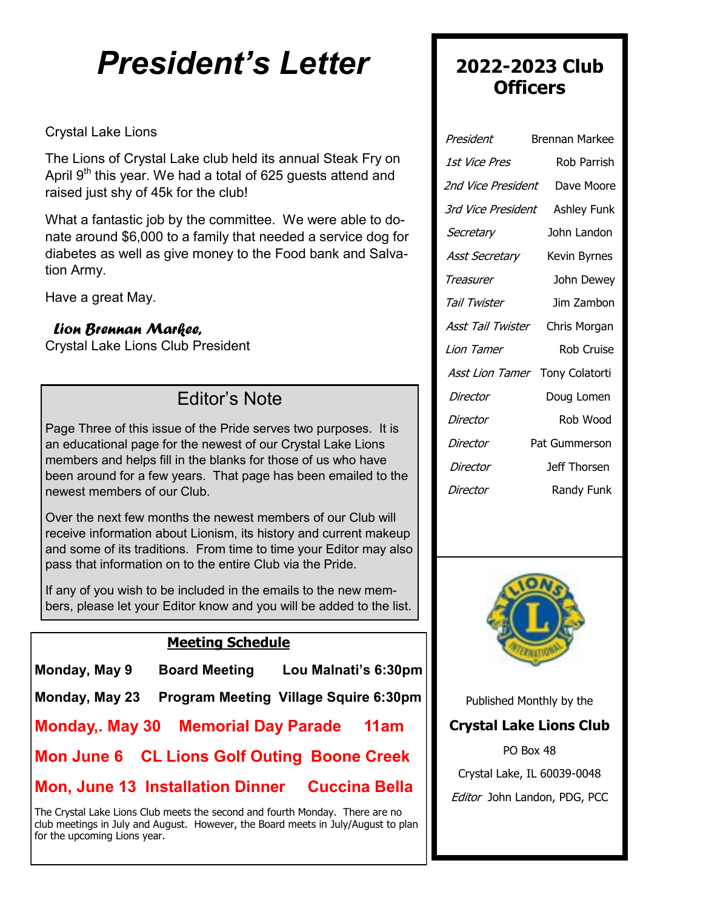# President's Letter

Crystal Lake Lions

The Lions of Crystal Lake club held its annual Steak Fry on April 9th this year. We had a total of 625 guests attend and raised just shy of 45k for the club!

What a fantastic job by the committee. We were able to donate around $6,000 to a family that needed a service dog for diabetes as well as give money to the Food bank and Salvation Army.

Have a great May.

*Lion Brennan Markee,*
Crystal Lake Lions Club President

## Editor's Note

Page Three of this issue of the Pride serves two purposes. It is an educational page for the newest of our Crystal Lake Lions members and helps fill in the blanks for those of us who have been around for a few years. That page has been emailed to the newest members of our Club.

Over the next few months the newest members of our Club will receive information about Lionism, its history and current makeup and some of its traditions. From time to time your Editor may also pass that information on to the entire Club via the Pride.

If any of you wish to be included in the emails to the new members, please let your Editor know and you will be added to the list.

## Meeting Schedule

| | | |
|---|---|---|
| **Monday, May 9** | **Board Meeting** | **Lou Malnati's 6:30pm** |
| **Monday, May 23** | **Program Meeting** | **Village Squire 6:30pm** |
| **Monday,. May 30** | **Memorial Day Parade** | **11am** |
| **Mon June 6** | **CL Lions Golf Outing** | **Boone Creek** |
| **Mon, June 13** | **Installation Dinner** | **Cuccina Bella** |

The Crystal Lake Lions Club meets the second and fourth Monday. There are no club meetings in July and August. However, the Board meets in July/August to plan for the upcoming Lions year.

## 2022-2023 Club Officers

| | |
|---|---|
| *President* | Brennan Markee |
| *1st Vice Pres* | Rob Parrish |
| *2nd Vice President* | Dave Moore |
| *3rd Vice President* | Ashley Funk |
| *Secretary* | John Landon |
| *Asst Secretary* | Kevin Byrnes |
| *Treasurer* | John Dewey |
| *Tail Twister* | Jim Zambon |
| *Asst Tail Twister* | Chris Morgan |
| *Lion Tamer* | Rob Cruise |
| *Asst Lion Tamer* | Tony Colatorti |
| *Director* | Doug Lomen |
| *Director* | Rob Wood |
| *Director* | Pat Gummerson |
| *Director* | Jeff Thorsen |
| *Director* | Randy Funk |

Published Monthly by the

**Crystal Lake Lions Club**

PO Box 48

Crystal Lake, IL 60039-0048

*Editor* John Landon, PDG, PCC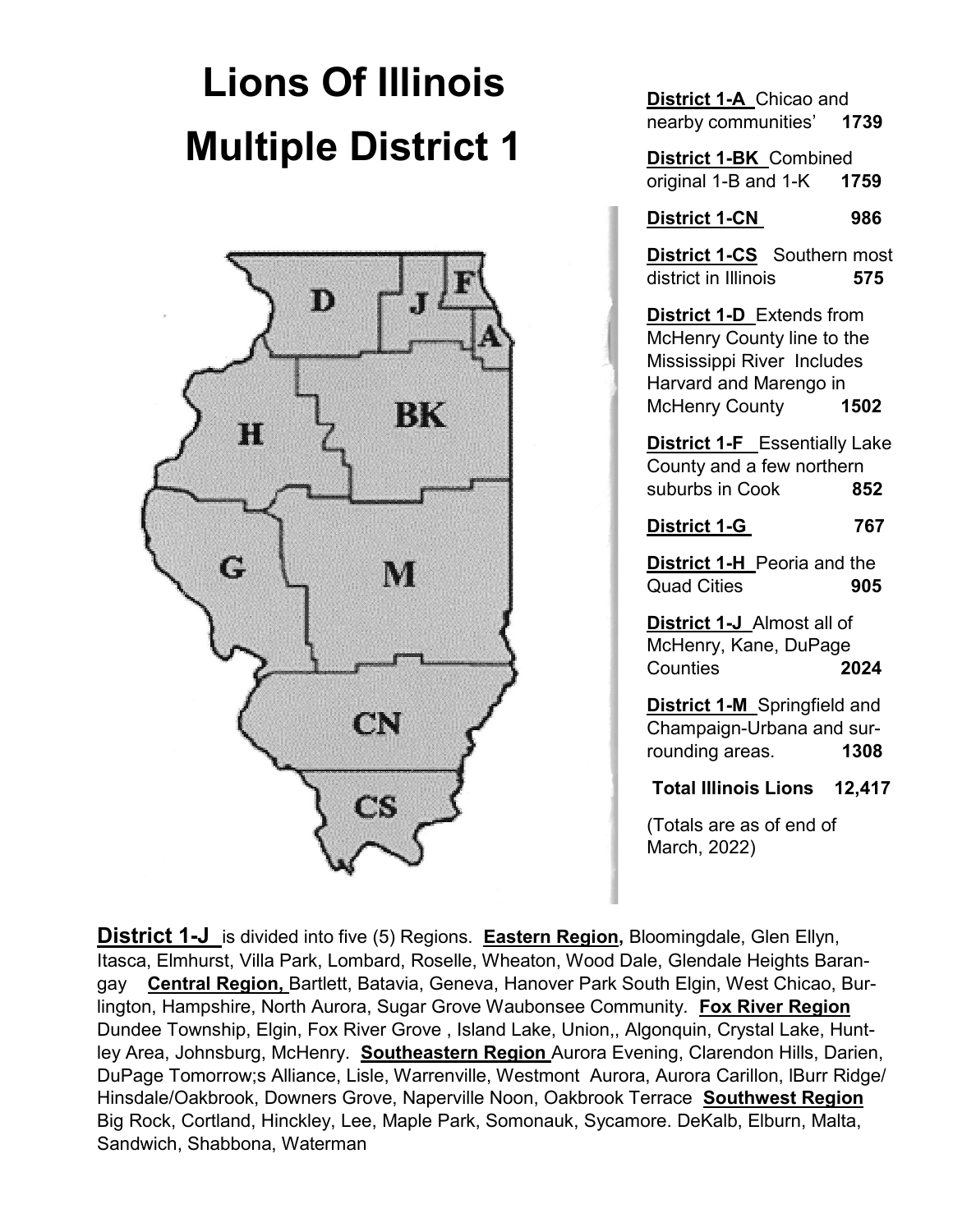# Lions Of Illinois Multiple District 1

**District 1-A** Chicao and nearby communities' **1739**

**District 1-BK** Combined original 1-B and 1-K **1759**

**District 1-CN** **986**

**District 1-CS** Southern most district in Illinois **575**

**District 1-D** Extends from McHenry County line to the Mississippi River Includes Harvard and Marengo in McHenry County **1502**

**District 1-F** Essentially Lake County and a few northern suburbs in Cook **852**

**District 1-G** **767**

**District 1-H** Peoria and the Quad Cities **905**

**District 1-J** Almost all of McHenry, Kane, DuPage Counties **2024**

**District 1-M** Springfield and Champaign-Urbana and surrounding areas. **1308**

**Total Illinois Lions 12,417**

(Totals are as of end of March, 2022)

**District 1-J** is divided into five (5) Regions. **Eastern Region,** Bloomingdale, Glen Ellyn, Itasca, Elmhurst, Villa Park, Lombard, Roselle, Wheaton, Wood Dale, Glendale Heights Barangay **Central Region,** Bartlett, Batavia, Geneva, Hanover Park South Elgin, West Chicao, Burlington, Hampshire, North Aurora, Sugar Grove Waubonsee Community. **Fox River Region** Dundee Township, Elgin, Fox River Grove , Island Lake, Union,, Algonquin, Crystal Lake, Huntley Area, Johnsburg, McHenry. **Southeastern Region** Aurora Evening, Clarendon Hills, Darien, DuPage Tomorrow;s Alliance, Lisle, Warrenville, Westmont Aurora, Aurora Carillon, lBurr Ridge/ Hinsdale/Oakbrook, Downers Grove, Naperville Noon, Oakbrook Terrace **Southwest Region** Big Rock, Cortland, Hinckley, Lee, Maple Park, Somonauk, Sycamore. DeKalb, Elburn, Malta, Sandwich, Shabbona, Waterman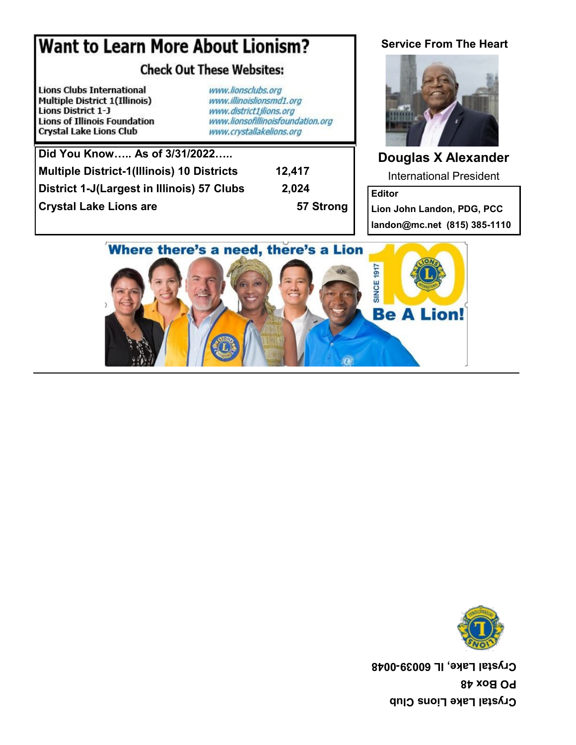## Want to Learn More About Lionism?

### Check Out These Websites:

| | |
|---|---|
| Lions Clubs International | www.lionsclubs.org |
| Multiple District 1(Illinois) | www.illinoislionsmd1.org |
| Lions District 1-J | www.district1jlions.org |
| Lions of Illinois Foundation | www.lionsofillinoisfoundation.org |
| Crystal Lake Lions Club | www.crystallakelions.org |

**Did You Know….. As of 3/31/2022…..**

| | |
|---|---|
| **Multiple District-1(Illinois) 10 Districts** | **12,417** |
| **District 1-J(Largest in Illinois) 57 Clubs** | **2,024** |
| **Crystal Lake Lions are** | **57 Strong** |

**Service From The Heart**

**Douglas X Alexander**

International President

**Editor**

**Lion John Landon, PDG, PCC**

**landon@mc.net (815) 385-1110**

**Where there's a need, there's a Lion**

**Be A Lion!**

**Crystal Lake Lions Club**

**PO Box 48**

**Crystal Lake, IL 60039-0048**